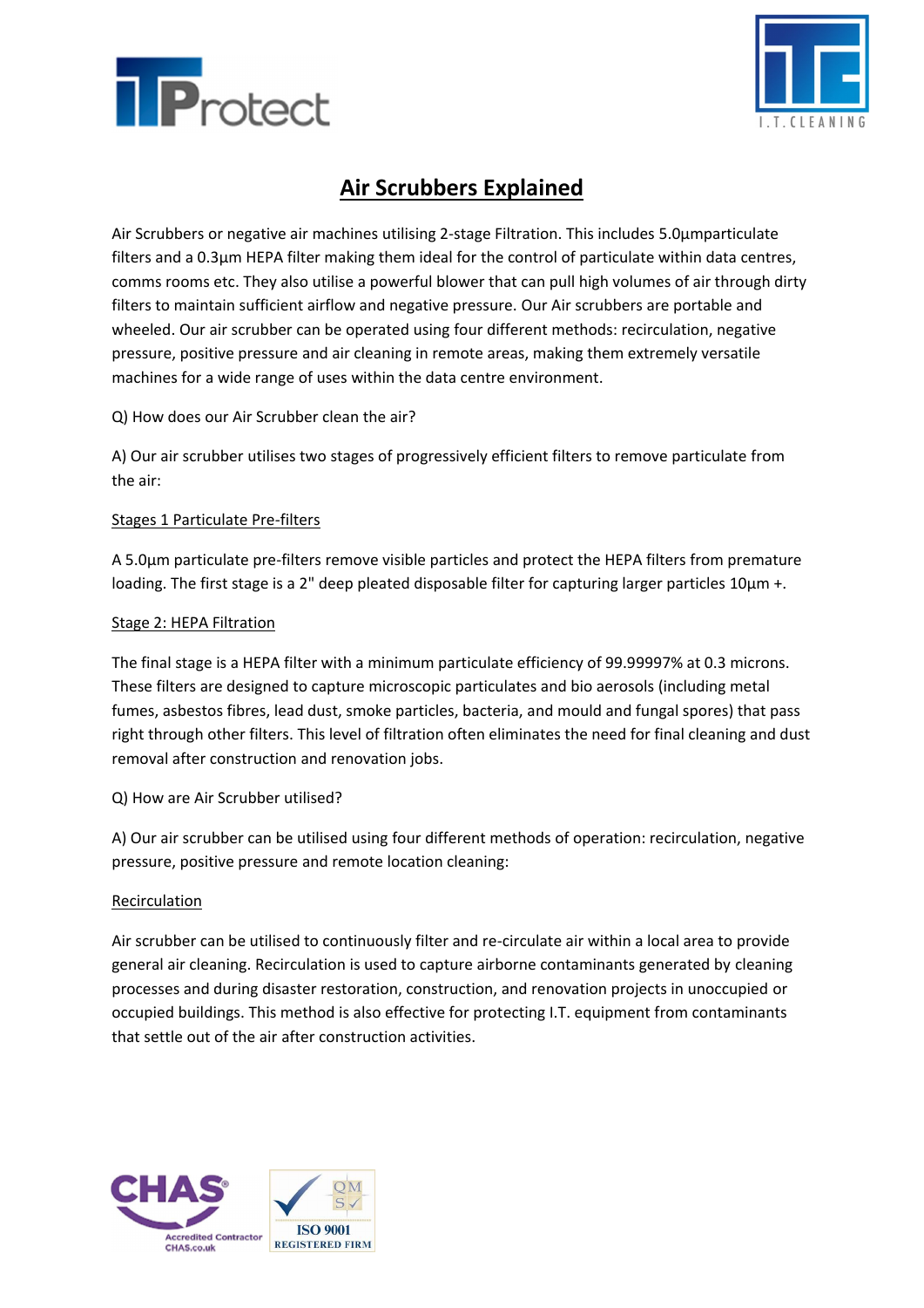# Air Scrubbers Explained

Air Scrubbers or negative air machines utilising 2-stage Filtration. This includes 5.0µmparticulate filters and a 0.3µm HEPA filter making them ideal for the control of particulate within data centres, comms rooms etc. They also utilise a powerful blower that can pull high volumes of air through dirty filters to maintain sufficient airflow and negative pressure. Our Air scrubbers are portable and wheeled. Our air scrubber can be operated using four different methods: recirculation, negative pressure, positive pressure and air cleaning in remote areas, making them extremely versatile machines for a wide range of uses within the data centre environment.

Q) How does our Air Scrubber clean the air?

A) Our air scrubber utilises two stages of progressively efficient filters to remove particulate from the air:

Stages 1 Particulate Pre-filters

A 5.0µm particulate pre-filters remove visible particles and protect the HEPA filters from premature loading. The first stage is a 2" deep pleated disposable filter for capturing larger particles 10µm +.

Stage 2: HEPA Filtration

The final stage is a HEPA filter with a minimum particulate efficiency of 99.99997% at 0.3 microns. These filters are designed to capture microscopic particulates and bio aerosols (including metal fumes, asbestos fibres, lead dust, smoke particles, bacteria, and mould and fungal spores) that pass right through other filters. This level of filtration often eliminates the need for final cleaning and dust removal after construction and renovation jobs.

Q) How are Air Scrubber utilised?

A) Our air scrubber can be utilised using four different methods of operation: recirculation, negative pressure, positive pressure and remote location cleaning:

Recirculation

Air scrubber can be utilised to continuously filter and re-circulate air within a local area to provide general air cleaning. Recirculation is used to capture airborne contaminants generated by cleaning processes and during disaster restoration, construction, and renovation projects in unoccupied or occupied buildings. This method is also effective for protecting I.T. equipment from contaminants that settle out of the air after construction activities.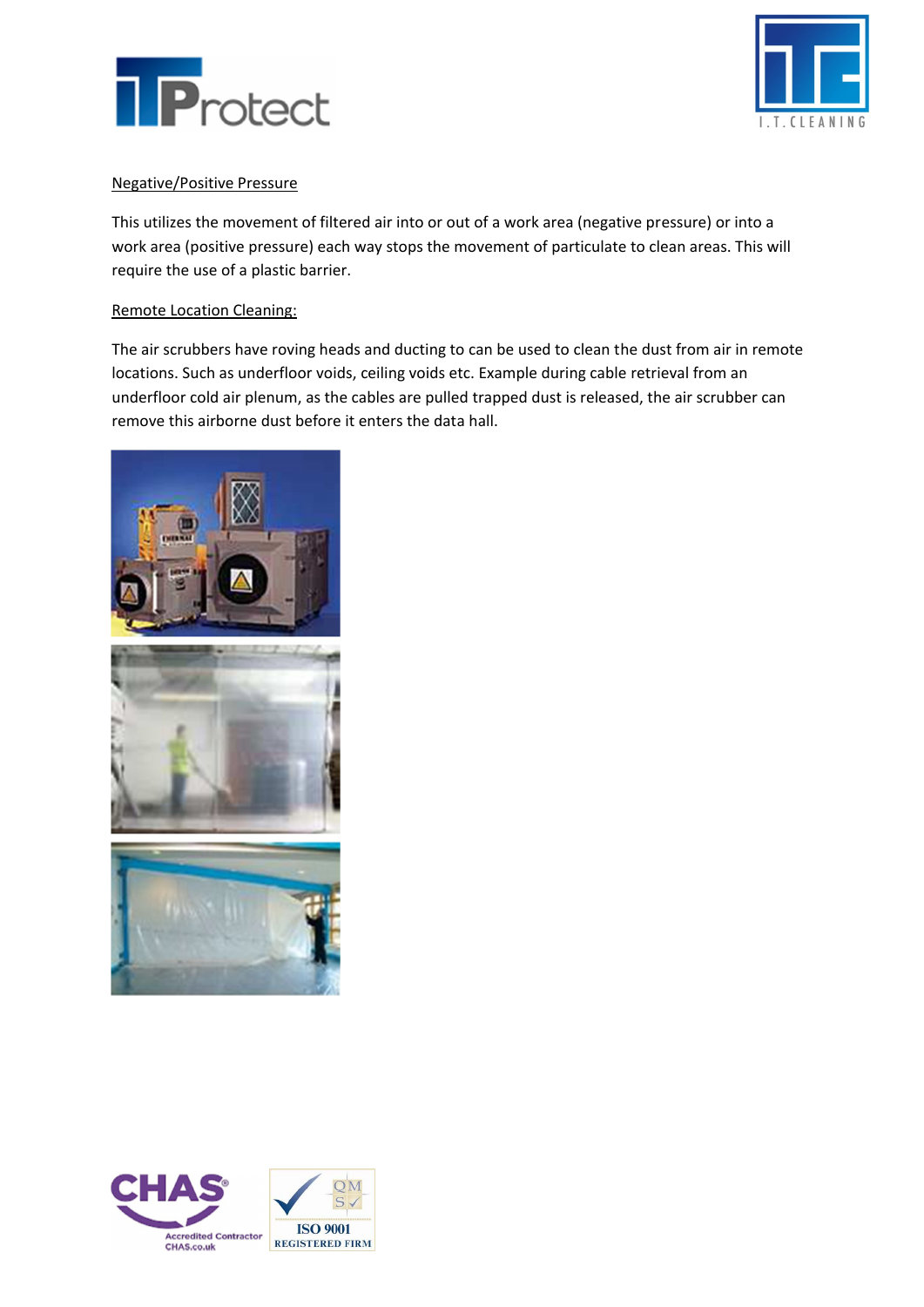Negative/Positive Pressure

This utilizes the movement of filtered air into or out of a work area (negative pressure) or into a work area (positive pressure) each way stops the movement of particulate to clean areas. This will require the use of a plastic barrier.

Remote Location Cleaning:

The air scrubbers have roving heads and ducting to can be used to clean the dust from air in remote locations. Such as underfloor voids, ceiling voids etc. Example during cable retrieval from an underfloor cold air plenum, as the cables are pulled trapped dust is released, the air scrubber can remove this airborne dust before it enters the data hall.